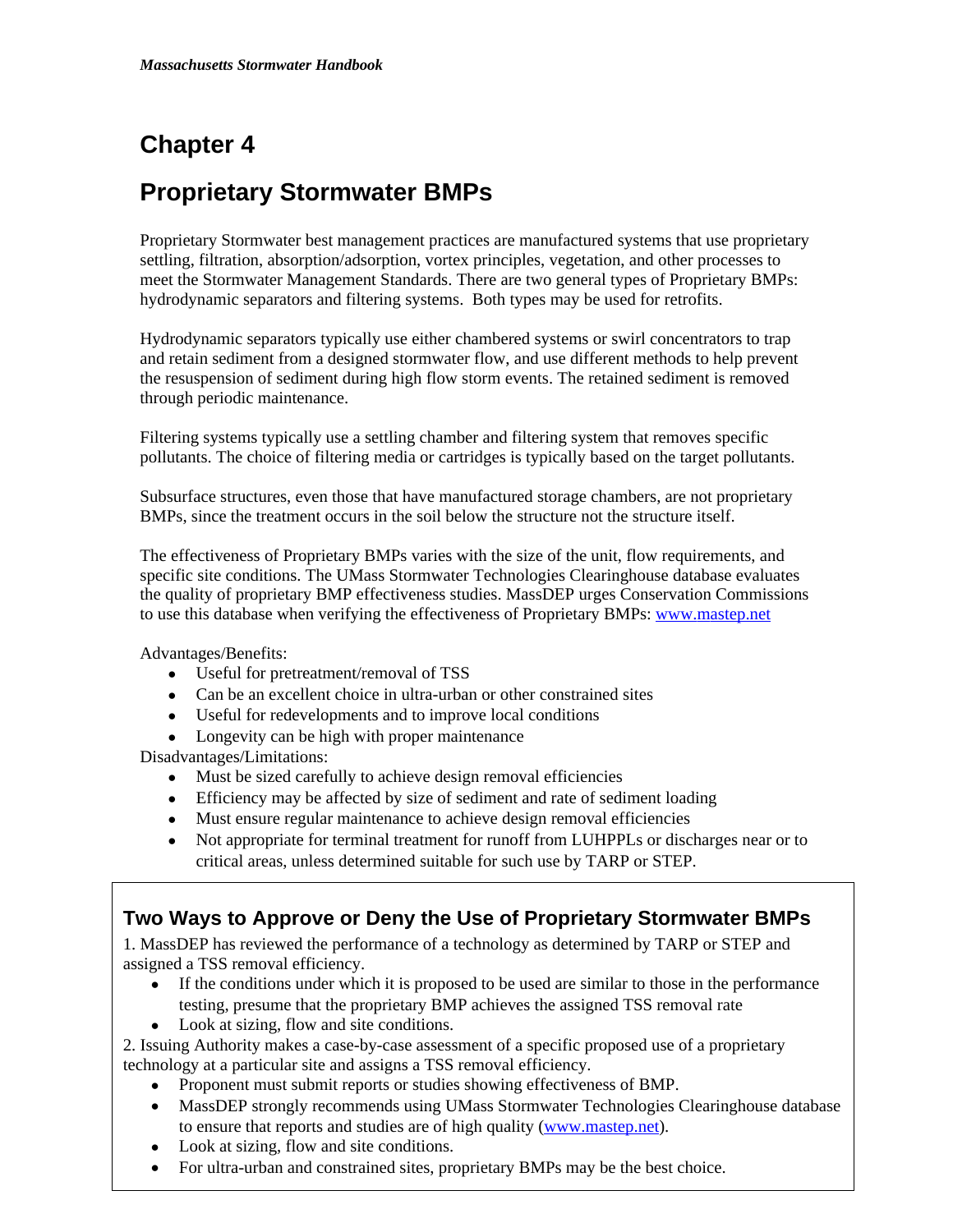# Chapter 4

# Proprietary Stormwater BMPs

Proprietary Stormwater best management practices are manufactured systems that use proprietary settling, filtration, absorption/adsorption, vortex principles, vegetation, and other processes to meet the Stormwater Management Standards. There are two general types of Proprietary BMPs: hydrodynamic separators and filtering systems. Both types may be used for retrofits.

Hydrodynamic separators typically use either chambered systems or swirl concentrators to trap and retain sediment from a designed stormwater flow, and use different methods to help prevent the resuspension of sediment during high flow storm events. The retained sediment is removed through periodic maintenance.

Filtering systems typically use a settling chamber and filtering system that removes specific pollutants. The choice of filtering media or cartridges is typically based on the target pollutants.

Subsurface structures, even those that have manufactured storage chambers, are not proprietary BMPs, since the treatment occurs in the soil below the structure not the structure itself.

The effectiveness of Proprietary BMPs varies with the size of the unit, flow requirements, and specific site conditions. The UMass Stormwater Technologies Clearinghouse database evaluates the quality of proprietary BMP effectiveness studies. MassDEP urges Conservation Commissions to use this database when verifying the effectiveness of Proprietary BMPs: www.mastep.net

Advantages/Benefits:

- Useful for pretreatment/removal of TSS
- Can be an excellent choice in ultra-urban or other constrained sites
- Useful for redevelopments and to improve local conditions
- Longevity can be high with proper maintenance

Disadvantages/Limitations:

- Must be sized carefully to achieve design removal efficiencies
- Efficiency may be affected by size of sediment and rate of sediment loading
- Must ensure regular maintenance to achieve design removal efficiencies
- Not appropriate for terminal treatment for runoff from LUHPPLs or discharges near or to critical areas, unless determined suitable for such use by TARP or STEP.

## Two Ways to Approve or Deny the Use of Proprietary Stormwater BMPs

1. MassDEP has reviewed the performance of a technology as determined by TARP or STEP and assigned a TSS removal efficiency.
   - If the conditions under which it is proposed to be used are similar to those in the performance testing, presume that the proprietary BMP achieves the assigned TSS removal rate
   - Look at sizing, flow and site conditions.
2. Issuing Authority makes a case-by-case assessment of a specific proposed use of a proprietary technology at a particular site and assigns a TSS removal efficiency.
   - Proponent must submit reports or studies showing effectiveness of BMP.
   - MassDEP strongly recommends using UMass Stormwater Technologies Clearinghouse database to ensure that reports and studies are of high quality (www.mastep.net).
   - Look at sizing, flow and site conditions.
   - For ultra-urban and constrained sites, proprietary BMPs may be the best choice.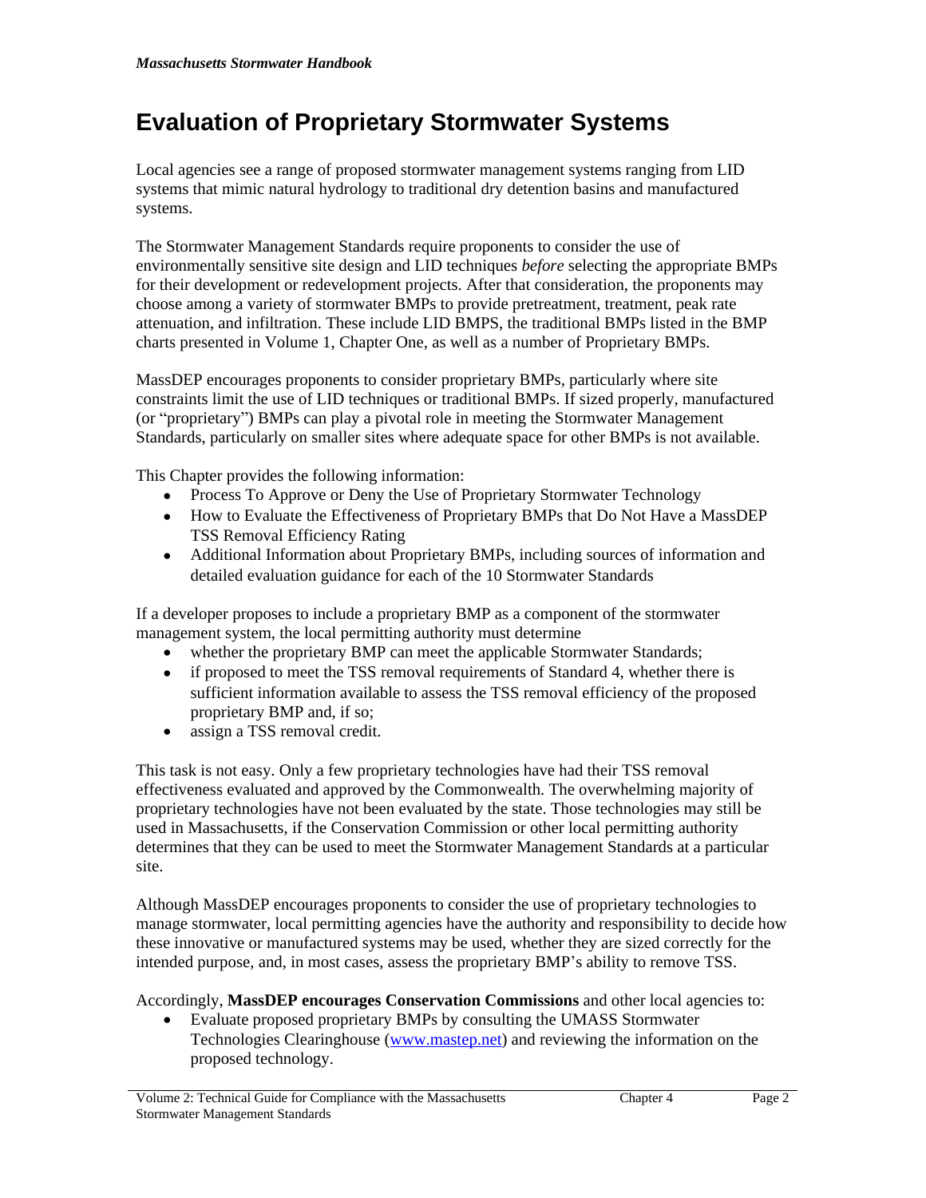# Evaluation of Proprietary Stormwater Systems

Local agencies see a range of proposed stormwater management systems ranging from LID systems that mimic natural hydrology to traditional dry detention basins and manufactured systems.

The Stormwater Management Standards require proponents to consider the use of environmentally sensitive site design and LID techniques *before* selecting the appropriate BMPs for their development or redevelopment projects. After that consideration, the proponents may choose among a variety of stormwater BMPs to provide pretreatment, treatment, peak rate attenuation, and infiltration. These include LID BMPS, the traditional BMPs listed in the BMP charts presented in Volume 1, Chapter One, as well as a number of Proprietary BMPs.

MassDEP encourages proponents to consider proprietary BMPs, particularly where site constraints limit the use of LID techniques or traditional BMPs. If sized properly, manufactured (or "proprietary") BMPs can play a pivotal role in meeting the Stormwater Management Standards, particularly on smaller sites where adequate space for other BMPs is not available.

This Chapter provides the following information:

- Process To Approve or Deny the Use of Proprietary Stormwater Technology
- How to Evaluate the Effectiveness of Proprietary BMPs that Do Not Have a MassDEP TSS Removal Efficiency Rating
- Additional Information about Proprietary BMPs, including sources of information and detailed evaluation guidance for each of the 10 Stormwater Standards

If a developer proposes to include a proprietary BMP as a component of the stormwater management system, the local permitting authority must determine

- whether the proprietary BMP can meet the applicable Stormwater Standards;
- if proposed to meet the TSS removal requirements of Standard 4, whether there is sufficient information available to assess the TSS removal efficiency of the proposed proprietary BMP and, if so;
- assign a TSS removal credit.

This task is not easy. Only a few proprietary technologies have had their TSS removal effectiveness evaluated and approved by the Commonwealth. The overwhelming majority of proprietary technologies have not been evaluated by the state. Those technologies may still be used in Massachusetts, if the Conservation Commission or other local permitting authority determines that they can be used to meet the Stormwater Management Standards at a particular site.

Although MassDEP encourages proponents to consider the use of proprietary technologies to manage stormwater, local permitting agencies have the authority and responsibility to decide how these innovative or manufactured systems may be used, whether they are sized correctly for the intended purpose, and, in most cases, assess the proprietary BMP's ability to remove TSS.

Accordingly, **MassDEP encourages Conservation Commissions** and other local agencies to:

- Evaluate proposed proprietary BMPs by consulting the UMASS Stormwater Technologies Clearinghouse ([www.mastep.net](http://www.mastep.net)) and reviewing the information on the proposed technology.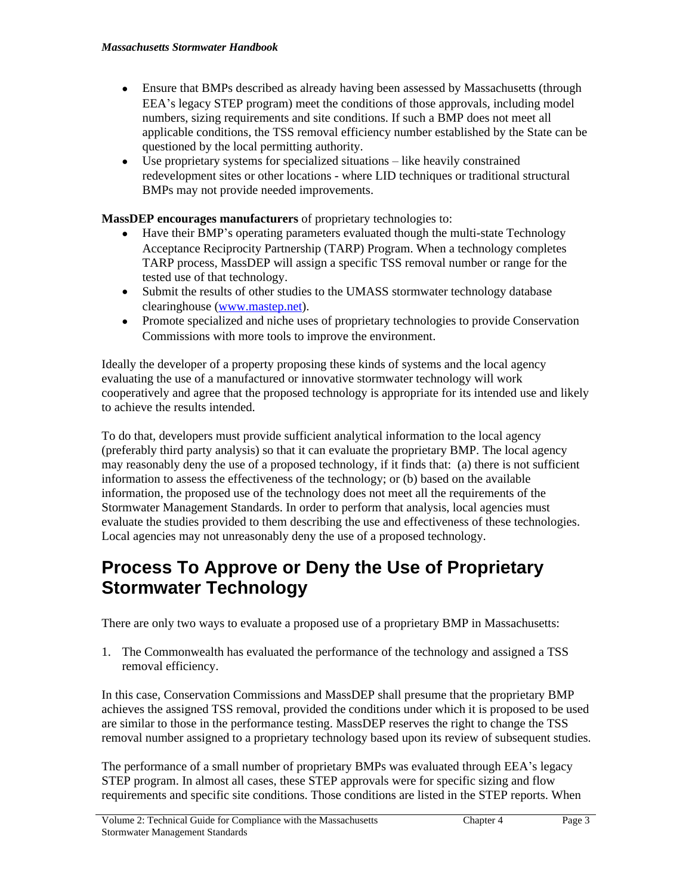- Ensure that BMPs described as already having been assessed by Massachusetts (through EEA's legacy STEP program) meet the conditions of those approvals, including model numbers, sizing requirements and site conditions. If such a BMP does not meet all applicable conditions, the TSS removal efficiency number established by the State can be questioned by the local permitting authority.
- Use proprietary systems for specialized situations – like heavily constrained redevelopment sites or other locations - where LID techniques or traditional structural BMPs may not provide needed improvements.

**MassDEP encourages manufacturers** of proprietary technologies to:

- Have their BMP's operating parameters evaluated though the multi-state Technology Acceptance Reciprocity Partnership (TARP) Program. When a technology completes TARP process, MassDEP will assign a specific TSS removal number or range for the tested use of that technology.
- Submit the results of other studies to the UMASS stormwater technology database clearinghouse (www.mastep.net).
- Promote specialized and niche uses of proprietary technologies to provide Conservation Commissions with more tools to improve the environment.

Ideally the developer of a property proposing these kinds of systems and the local agency evaluating the use of a manufactured or innovative stormwater technology will work cooperatively and agree that the proposed technology is appropriate for its intended use and likely to achieve the results intended.

To do that, developers must provide sufficient analytical information to the local agency (preferably third party analysis) so that it can evaluate the proprietary BMP. The local agency may reasonably deny the use of a proposed technology, if it finds that: (a) there is not sufficient information to assess the effectiveness of the technology; or (b) based on the available information, the proposed use of the technology does not meet all the requirements of the Stormwater Management Standards. In order to perform that analysis, local agencies must evaluate the studies provided to them describing the use and effectiveness of these technologies. Local agencies may not unreasonably deny the use of a proposed technology.

## Process To Approve or Deny the Use of Proprietary Stormwater Technology

There are only two ways to evaluate a proposed use of a proprietary BMP in Massachusetts:

1. The Commonwealth has evaluated the performance of the technology and assigned a TSS removal efficiency.

In this case, Conservation Commissions and MassDEP shall presume that the proprietary BMP achieves the assigned TSS removal, provided the conditions under which it is proposed to be used are similar to those in the performance testing. MassDEP reserves the right to change the TSS removal number assigned to a proprietary technology based upon its review of subsequent studies.

The performance of a small number of proprietary BMPs was evaluated through EEA's legacy STEP program. In almost all cases, these STEP approvals were for specific sizing and flow requirements and specific site conditions. Those conditions are listed in the STEP reports. When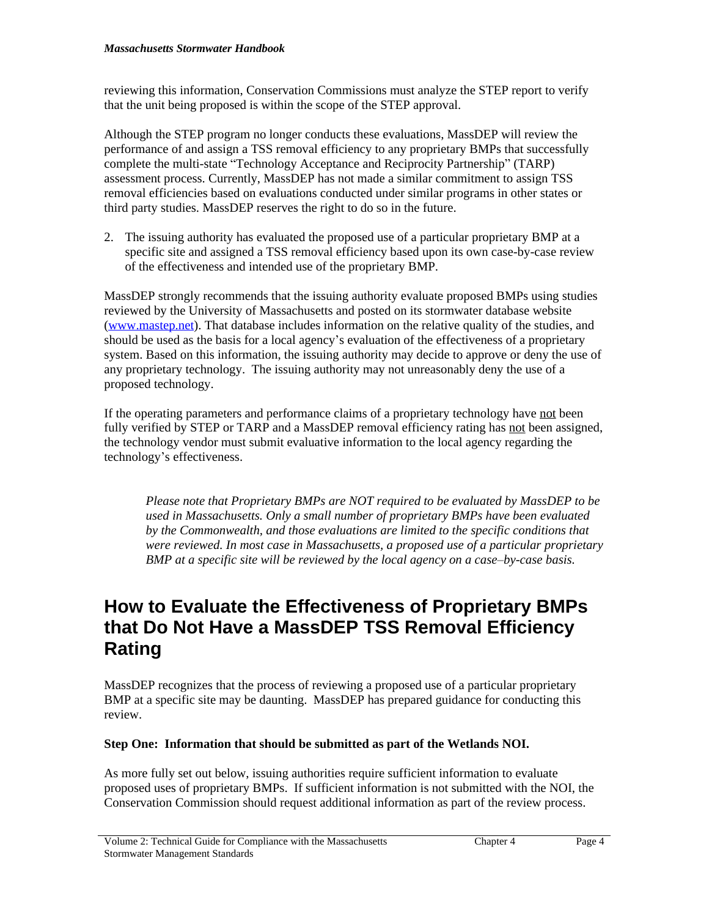reviewing this information, Conservation Commissions must analyze the STEP report to verify that the unit being proposed is within the scope of the STEP approval.

Although the STEP program no longer conducts these evaluations, MassDEP will review the performance of and assign a TSS removal efficiency to any proprietary BMPs that successfully complete the multi-state "Technology Acceptance and Reciprocity Partnership" (TARP) assessment process. Currently, MassDEP has not made a similar commitment to assign TSS removal efficiencies based on evaluations conducted under similar programs in other states or third party studies. MassDEP reserves the right to do so in the future.

2. The issuing authority has evaluated the proposed use of a particular proprietary BMP at a specific site and assigned a TSS removal efficiency based upon its own case-by-case review of the effectiveness and intended use of the proprietary BMP.

MassDEP strongly recommends that the issuing authority evaluate proposed BMPs using studies reviewed by the University of Massachusetts and posted on its stormwater database website (www.mastep.net). That database includes information on the relative quality of the studies, and should be used as the basis for a local agency's evaluation of the effectiveness of a proprietary system. Based on this information, the issuing authority may decide to approve or deny the use of any proprietary technology. The issuing authority may not unreasonably deny the use of a proposed technology.

If the operating parameters and performance claims of a proprietary technology have <u>not</u> been fully verified by STEP or TARP and a MassDEP removal efficiency rating has <u>not</u> been assigned, the technology vendor must submit evaluative information to the local agency regarding the technology's effectiveness.

> *Please note that Proprietary BMPs are NOT required to be evaluated by MassDEP to be used in Massachusetts. Only a small number of proprietary BMPs have been evaluated by the Commonwealth, and those evaluations are limited to the specific conditions that were reviewed. In most case in Massachusetts, a proposed use of a particular proprietary BMP at a specific site will be reviewed by the local agency on a case–by-case basis.*

# How to Evaluate the Effectiveness of Proprietary BMPs that Do Not Have a MassDEP TSS Removal Efficiency Rating

MassDEP recognizes that the process of reviewing a proposed use of a particular proprietary BMP at a specific site may be daunting. MassDEP has prepared guidance for conducting this review.

**Step One: Information that should be submitted as part of the Wetlands NOI.**

As more fully set out below, issuing authorities require sufficient information to evaluate proposed uses of proprietary BMPs. If sufficient information is not submitted with the NOI, the Conservation Commission should request additional information as part of the review process.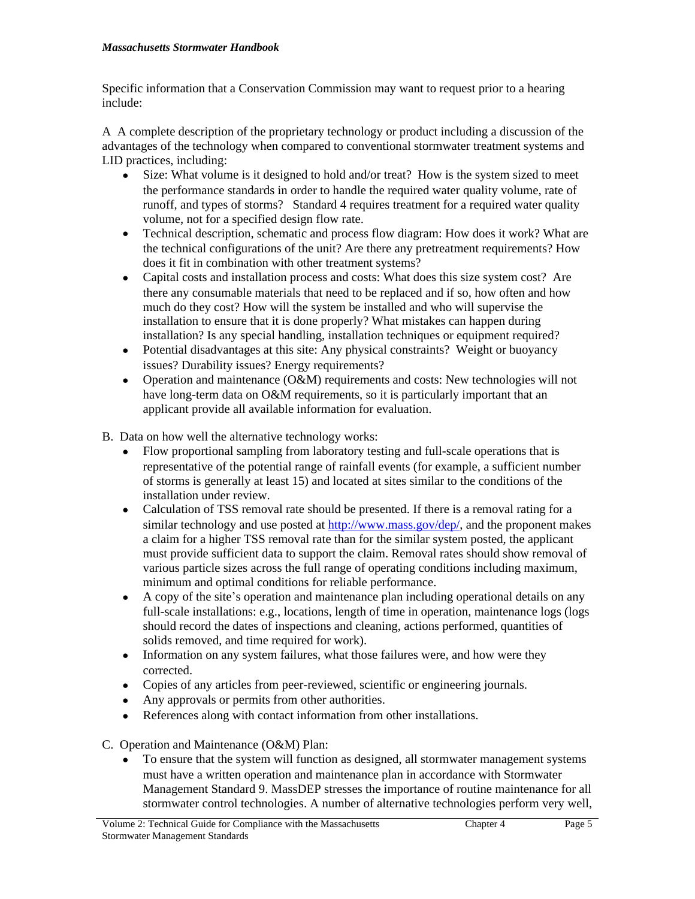Specific information that a Conservation Commission may want to request prior to a hearing include:

A A complete description of the proprietary technology or product including a discussion of the advantages of the technology when compared to conventional stormwater treatment systems and LID practices, including:

- Size: What volume is it designed to hold and/or treat? How is the system sized to meet the performance standards in order to handle the required water quality volume, rate of runoff, and types of storms? Standard 4 requires treatment for a required water quality volume, not for a specified design flow rate.
- Technical description, schematic and process flow diagram: How does it work? What are the technical configurations of the unit? Are there any pretreatment requirements? How does it fit in combination with other treatment systems?
- Capital costs and installation process and costs: What does this size system cost? Are there any consumable materials that need to be replaced and if so, how often and how much do they cost? How will the system be installed and who will supervise the installation to ensure that it is done properly? What mistakes can happen during installation? Is any special handling, installation techniques or equipment required?
- Potential disadvantages at this site: Any physical constraints? Weight or buoyancy issues? Durability issues? Energy requirements?
- Operation and maintenance (O&M) requirements and costs: New technologies will not have long-term data on O&M requirements, so it is particularly important that an applicant provide all available information for evaluation.

B. Data on how well the alternative technology works:

- Flow proportional sampling from laboratory testing and full-scale operations that is representative of the potential range of rainfall events (for example, a sufficient number of storms is generally at least 15) and located at sites similar to the conditions of the installation under review.
- Calculation of TSS removal rate should be presented. If there is a removal rating for a similar technology and use posted at [http://www.mass.gov/dep/](http://www.mass.gov/dep/), and the proponent makes a claim for a higher TSS removal rate than for the similar system posted, the applicant must provide sufficient data to support the claim. Removal rates should show removal of various particle sizes across the full range of operating conditions including maximum, minimum and optimal conditions for reliable performance.
- A copy of the site's operation and maintenance plan including operational details on any full-scale installations: e.g., locations, length of time in operation, maintenance logs (logs should record the dates of inspections and cleaning, actions performed, quantities of solids removed, and time required for work).
- Information on any system failures, what those failures were, and how were they corrected.
- Copies of any articles from peer-reviewed, scientific or engineering journals.
- Any approvals or permits from other authorities.
- References along with contact information from other installations.

C. Operation and Maintenance (O&M) Plan:

- To ensure that the system will function as designed, all stormwater management systems must have a written operation and maintenance plan in accordance with Stormwater Management Standard 9. MassDEP stresses the importance of routine maintenance for all stormwater control technologies. A number of alternative technologies perform very well,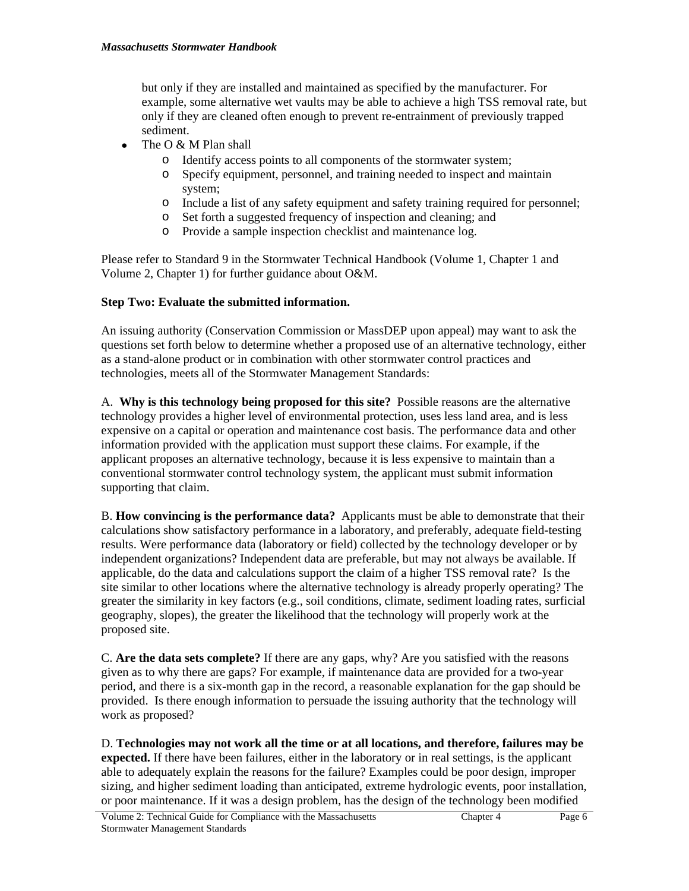but only if they are installed and maintained as specified by the manufacturer. For example, some alternative wet vaults may be able to achieve a high TSS removal rate, but only if they are cleaned often enough to prevent re-entrainment of previously trapped sediment.

- The O & M Plan shall
  - Identify access points to all components of the stormwater system;
  - Specify equipment, personnel, and training needed to inspect and maintain system;
  - Include a list of any safety equipment and safety training required for personnel;
  - Set forth a suggested frequency of inspection and cleaning; and
  - Provide a sample inspection checklist and maintenance log.

Please refer to Standard 9 in the Stormwater Technical Handbook (Volume 1, Chapter 1 and Volume 2, Chapter 1) for further guidance about O&M.

**Step Two: Evaluate the submitted information.**

An issuing authority (Conservation Commission or MassDEP upon appeal) may want to ask the questions set forth below to determine whether a proposed use of an alternative technology, either as a stand-alone product or in combination with other stormwater control practices and technologies, meets all of the Stormwater Management Standards:

A. **Why is this technology being proposed for this site?** Possible reasons are the alternative technology provides a higher level of environmental protection, uses less land area, and is less expensive on a capital or operation and maintenance cost basis. The performance data and other information provided with the application must support these claims. For example, if the applicant proposes an alternative technology, because it is less expensive to maintain than a conventional stormwater control technology system, the applicant must submit information supporting that claim.

B. **How convincing is the performance data?** Applicants must be able to demonstrate that their calculations show satisfactory performance in a laboratory, and preferably, adequate field-testing results. Were performance data (laboratory or field) collected by the technology developer or by independent organizations? Independent data are preferable, but may not always be available. If applicable, do the data and calculations support the claim of a higher TSS removal rate? Is the site similar to other locations where the alternative technology is already properly operating? The greater the similarity in key factors (e.g., soil conditions, climate, sediment loading rates, surficial geography, slopes), the greater the likelihood that the technology will properly work at the proposed site.

C. **Are the data sets complete?** If there are any gaps, why? Are you satisfied with the reasons given as to why there are gaps? For example, if maintenance data are provided for a two-year period, and there is a six-month gap in the record, a reasonable explanation for the gap should be provided. Is there enough information to persuade the issuing authority that the technology will work as proposed?

D. **Technologies may not work all the time or at all locations, and therefore, failures may be expected.** If there have been failures, either in the laboratory or in real settings, is the applicant able to adequately explain the reasons for the failure? Examples could be poor design, improper sizing, and higher sediment loading than anticipated, extreme hydrologic events, poor installation, or poor maintenance. If it was a design problem, has the design of the technology been modified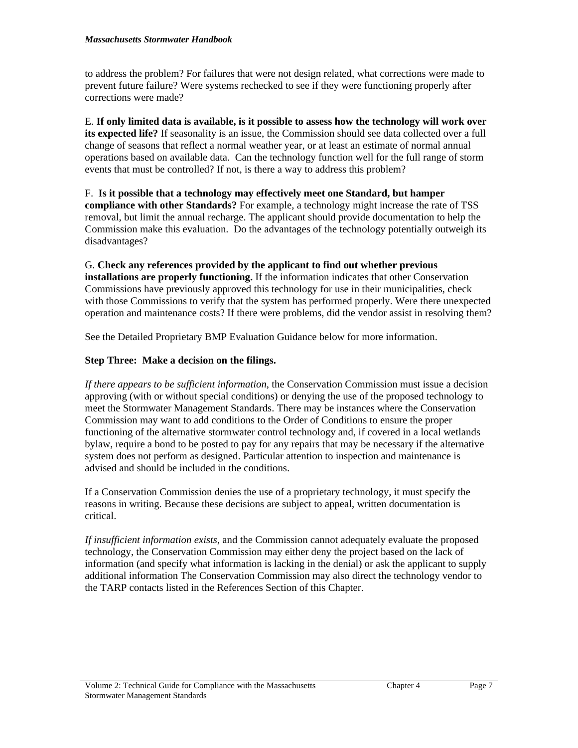to address the problem? For failures that were not design related, what corrections were made to prevent future failure? Were systems rechecked to see if they were functioning properly after corrections were made?

E. **If only limited data is available, is it possible to assess how the technology will work over its expected life?** If seasonality is an issue, the Commission should see data collected over a full change of seasons that reflect a normal weather year, or at least an estimate of normal annual operations based on available data. Can the technology function well for the full range of storm events that must be controlled? If not, is there a way to address this problem?

F. **Is it possible that a technology may effectively meet one Standard, but hamper compliance with other Standards?** For example, a technology might increase the rate of TSS removal, but limit the annual recharge. The applicant should provide documentation to help the Commission make this evaluation. Do the advantages of the technology potentially outweigh its disadvantages?

G. **Check any references provided by the applicant to find out whether previous installations are properly functioning.** If the information indicates that other Conservation Commissions have previously approved this technology for use in their municipalities, check with those Commissions to verify that the system has performed properly. Were there unexpected operation and maintenance costs? If there were problems, did the vendor assist in resolving them?

See the Detailed Proprietary BMP Evaluation Guidance below for more information.

**Step Three: Make a decision on the filings.**

*If there appears to be sufficient information*, the Conservation Commission must issue a decision approving (with or without special conditions) or denying the use of the proposed technology to meet the Stormwater Management Standards. There may be instances where the Conservation Commission may want to add conditions to the Order of Conditions to ensure the proper functioning of the alternative stormwater control technology and, if covered in a local wetlands bylaw, require a bond to be posted to pay for any repairs that may be necessary if the alternative system does not perform as designed. Particular attention to inspection and maintenance is advised and should be included in the conditions.

If a Conservation Commission denies the use of a proprietary technology, it must specify the reasons in writing. Because these decisions are subject to appeal, written documentation is critical.

*If insufficient information exists*, and the Commission cannot adequately evaluate the proposed technology, the Conservation Commission may either deny the project based on the lack of information (and specify what information is lacking in the denial) or ask the applicant to supply additional information The Conservation Commission may also direct the technology vendor to the TARP contacts listed in the References Section of this Chapter.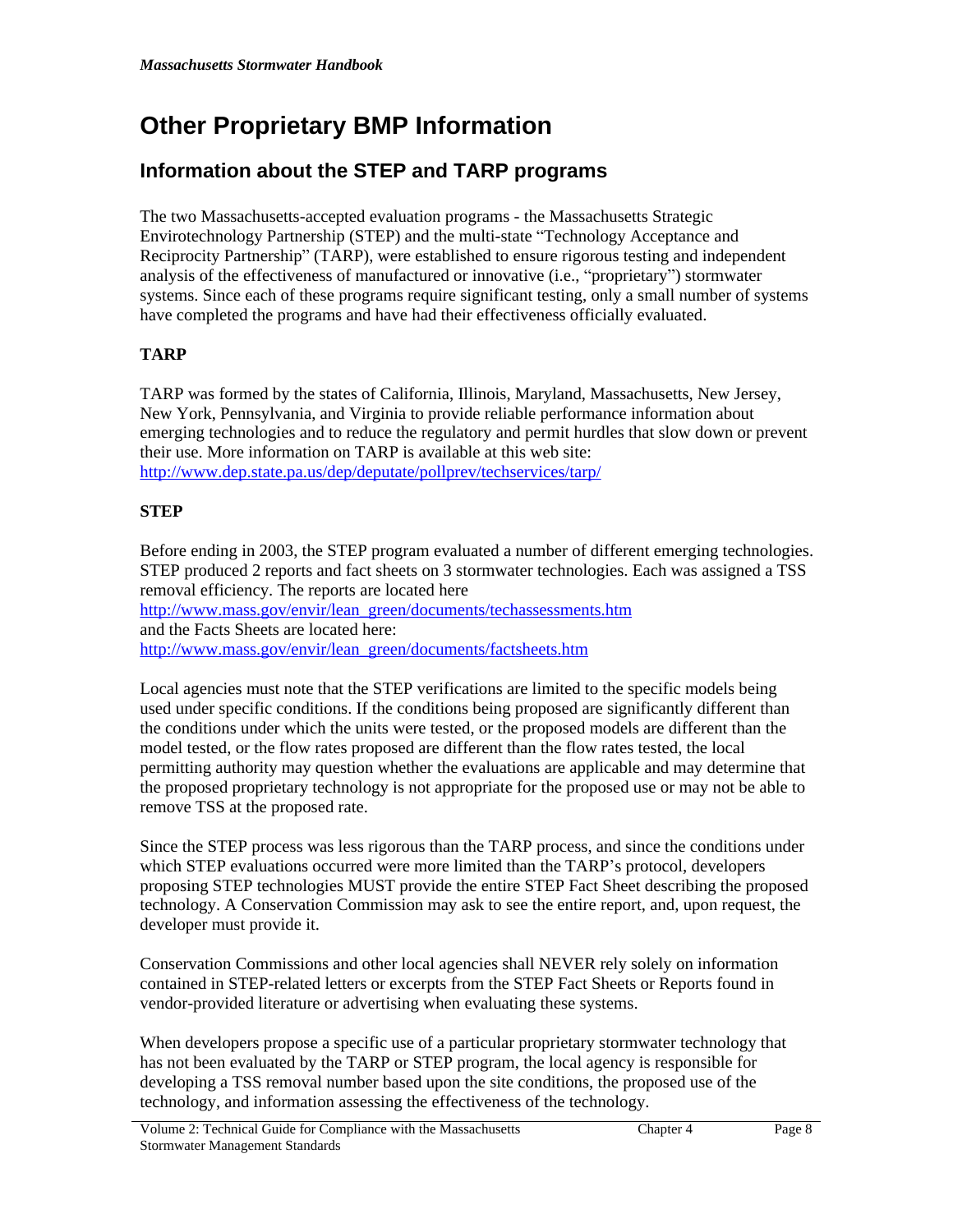# Other Proprietary BMP Information

## Information about the STEP and TARP programs

The two Massachusetts-accepted evaluation programs - the Massachusetts Strategic Envirotechnology Partnership (STEP) and the multi-state "Technology Acceptance and Reciprocity Partnership" (TARP), were established to ensure rigorous testing and independent analysis of the effectiveness of manufactured or innovative (i.e., "proprietary") stormwater systems. Since each of these programs require significant testing, only a small number of systems have completed the programs and have had their effectiveness officially evaluated.

**TARP**

TARP was formed by the states of California, Illinois, Maryland, Massachusetts, New Jersey, New York, Pennsylvania, and Virginia to provide reliable performance information about emerging technologies and to reduce the regulatory and permit hurdles that slow down or prevent their use. More information on TARP is available at this web site: http://www.dep.state.pa.us/dep/deputate/pollprev/techservices/tarp/

**STEP**

Before ending in 2003, the STEP program evaluated a number of different emerging technologies. STEP produced 2 reports and fact sheets on 3 stormwater technologies. Each was assigned a TSS removal efficiency. The reports are located here http://www.mass.gov/envir/lean_green/documents/techassessments.htm and the Facts Sheets are located here: http://www.mass.gov/envir/lean_green/documents/factsheets.htm

Local agencies must note that the STEP verifications are limited to the specific models being used under specific conditions. If the conditions being proposed are significantly different than the conditions under which the units were tested, or the proposed models are different than the model tested, or the flow rates proposed are different than the flow rates tested, the local permitting authority may question whether the evaluations are applicable and may determine that the proposed proprietary technology is not appropriate for the proposed use or may not be able to remove TSS at the proposed rate.

Since the STEP process was less rigorous than the TARP process, and since the conditions under which STEP evaluations occurred were more limited than the TARP's protocol, developers proposing STEP technologies MUST provide the entire STEP Fact Sheet describing the proposed technology. A Conservation Commission may ask to see the entire report, and, upon request, the developer must provide it.

Conservation Commissions and other local agencies shall NEVER rely solely on information contained in STEP-related letters or excerpts from the STEP Fact Sheets or Reports found in vendor-provided literature or advertising when evaluating these systems.

When developers propose a specific use of a particular proprietary stormwater technology that has not been evaluated by the TARP or STEP program, the local agency is responsible for developing a TSS removal number based upon the site conditions, the proposed use of the technology, and information assessing the effectiveness of the technology.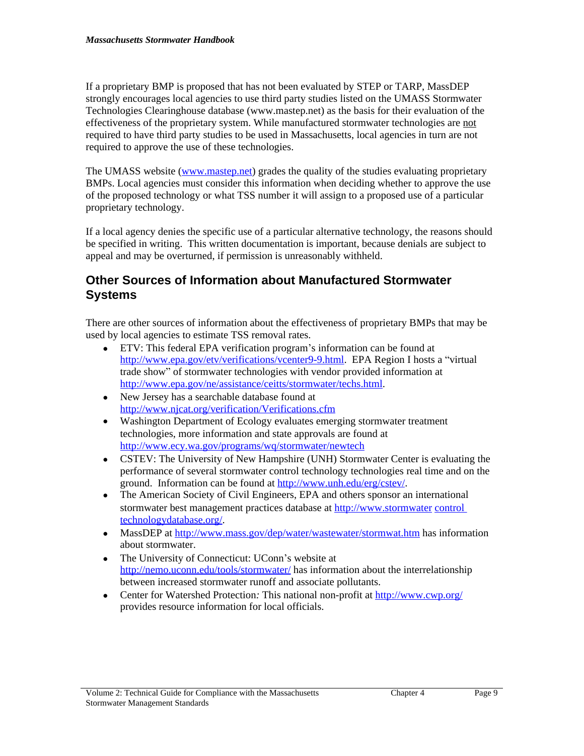If a proprietary BMP is proposed that has not been evaluated by STEP or TARP, MassDEP strongly encourages local agencies to use third party studies listed on the UMASS Stormwater Technologies Clearinghouse database (www.mastep.net) as the basis for their evaluation of the effectiveness of the proprietary system. While manufactured stormwater technologies are not required to have third party studies to be used in Massachusetts, local agencies in turn are not required to approve the use of these technologies.

The UMASS website (www.mastep.net) grades the quality of the studies evaluating proprietary BMPs. Local agencies must consider this information when deciding whether to approve the use of the proposed technology or what TSS number it will assign to a proposed use of a particular proprietary technology.

If a local agency denies the specific use of a particular alternative technology, the reasons should be specified in writing. This written documentation is important, because denials are subject to appeal and may be overturned, if permission is unreasonably withheld.

## Other Sources of Information about Manufactured Stormwater Systems

There are other sources of information about the effectiveness of proprietary BMPs that may be used by local agencies to estimate TSS removal rates.

- ETV: This federal EPA verification program's information can be found at http://www.epa.gov/etv/verifications/vcenter9-9.html. EPA Region I hosts a "virtual trade show" of stormwater technologies with vendor provided information at http://www.epa.gov/ne/assistance/ceitts/stormwater/techs.html.
- New Jersey has a searchable database found at http://www.njcat.org/verification/Verifications.cfm
- Washington Department of Ecology evaluates emerging stormwater treatment technologies, more information and state approvals are found at http://www.ecy.wa.gov/programs/wq/stormwater/newtech
- CSTEV: The University of New Hampshire (UNH) Stormwater Center is evaluating the performance of several stormwater control technology technologies real time and on the ground. Information can be found at http://www.unh.edu/erg/cstev/.
- The American Society of Civil Engineers, EPA and others sponsor an international stormwater best management practices database at http://www.stormwater control technologydatabase.org/.
- MassDEP at http://www.mass.gov/dep/water/wastewater/stormwat.htm has information about stormwater.
- The University of Connecticut: UConn's website at http://nemo.uconn.edu/tools/stormwater/ has information about the interrelationship between increased stormwater runoff and associate pollutants.
- Center for Watershed Protection*:* This national non-profit at http://www.cwp.org/ provides resource information for local officials.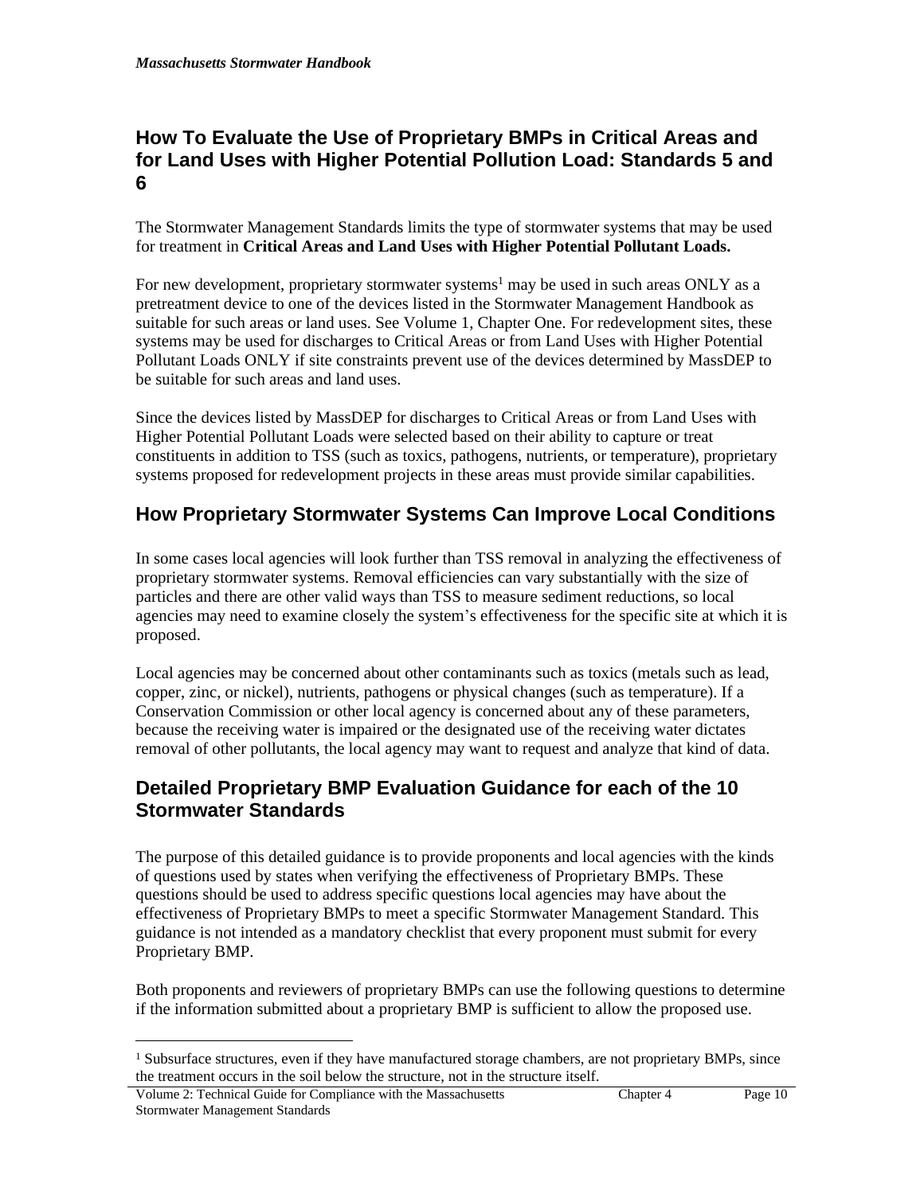## How To Evaluate the Use of Proprietary BMPs in Critical Areas and for Land Uses with Higher Potential Pollution Load: Standards 5 and 6

The Stormwater Management Standards limits the type of stormwater systems that may be used for treatment in **Critical Areas and Land Uses with Higher Potential Pollutant Loads.**

For new development, proprietary stormwater systems[1] may be used in such areas ONLY as a pretreatment device to one of the devices listed in the Stormwater Management Handbook as suitable for such areas or land uses. See Volume 1, Chapter One. For redevelopment sites, these systems may be used for discharges to Critical Areas or from Land Uses with Higher Potential Pollutant Loads ONLY if site constraints prevent use of the devices determined by MassDEP to be suitable for such areas and land uses.

Since the devices listed by MassDEP for discharges to Critical Areas or from Land Uses with Higher Potential Pollutant Loads were selected based on their ability to capture or treat constituents in addition to TSS (such as toxics, pathogens, nutrients, or temperature), proprietary systems proposed for redevelopment projects in these areas must provide similar capabilities.

## How Proprietary Stormwater Systems Can Improve Local Conditions

In some cases local agencies will look further than TSS removal in analyzing the effectiveness of proprietary stormwater systems. Removal efficiencies can vary substantially with the size of particles and there are other valid ways than TSS to measure sediment reductions, so local agencies may need to examine closely the system's effectiveness for the specific site at which it is proposed.

Local agencies may be concerned about other contaminants such as toxics (metals such as lead, copper, zinc, or nickel), nutrients, pathogens or physical changes (such as temperature). If a Conservation Commission or other local agency is concerned about any of these parameters, because the receiving water is impaired or the designated use of the receiving water dictates removal of other pollutants, the local agency may want to request and analyze that kind of data.

## Detailed Proprietary BMP Evaluation Guidance for each of the 10 Stormwater Standards

The purpose of this detailed guidance is to provide proponents and local agencies with the kinds of questions used by states when verifying the effectiveness of Proprietary BMPs. These questions should be used to address specific questions local agencies may have about the effectiveness of Proprietary BMPs to meet a specific Stormwater Management Standard. This guidance is not intended as a mandatory checklist that every proponent must submit for every Proprietary BMP.

Both proponents and reviewers of proprietary BMPs can use the following questions to determine if the information submitted about a proprietary BMP is sufficient to allow the proposed use.

[1] Subsurface structures, even if they have manufactured storage chambers, are not proprietary BMPs, since the treatment occurs in the soil below the structure, not in the structure itself.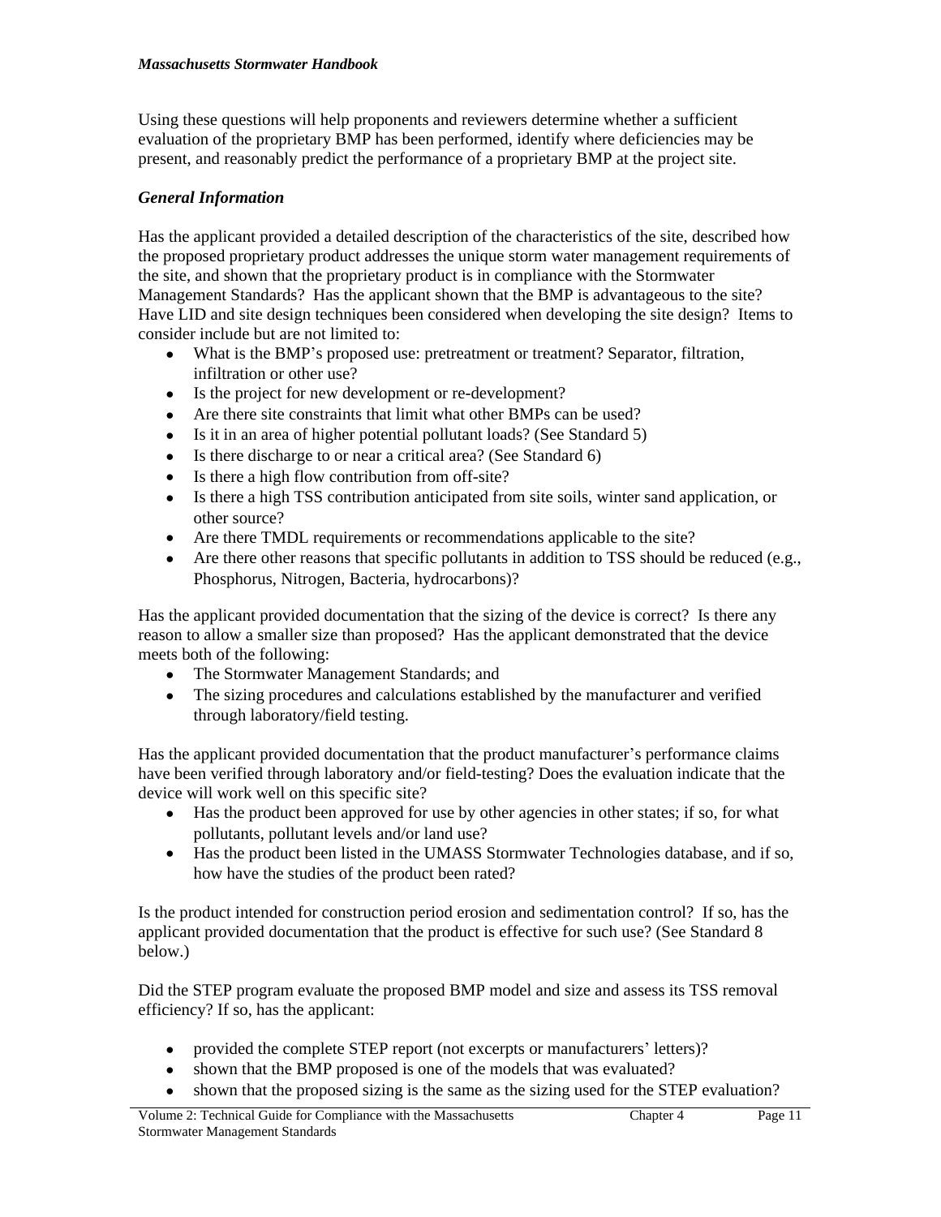Using these questions will help proponents and reviewers determine whether a sufficient evaluation of the proprietary BMP has been performed, identify where deficiencies may be present, and reasonably predict the performance of a proprietary BMP at the project site.

***General Information***

Has the applicant provided a detailed description of the characteristics of the site, described how the proposed proprietary product addresses the unique storm water management requirements of the site, and shown that the proprietary product is in compliance with the Stormwater Management Standards? Has the applicant shown that the BMP is advantageous to the site? Have LID and site design techniques been considered when developing the site design? Items to consider include but are not limited to:

- What is the BMP's proposed use: pretreatment or treatment? Separator, filtration, infiltration or other use?
- Is the project for new development or re-development?
- Are there site constraints that limit what other BMPs can be used?
- Is it in an area of higher potential pollutant loads? (See Standard 5)
- Is there discharge to or near a critical area? (See Standard 6)
- Is there a high flow contribution from off-site?
- Is there a high TSS contribution anticipated from site soils, winter sand application, or other source?
- Are there TMDL requirements or recommendations applicable to the site?
- Are there other reasons that specific pollutants in addition to TSS should be reduced (e.g., Phosphorus, Nitrogen, Bacteria, hydrocarbons)?

Has the applicant provided documentation that the sizing of the device is correct? Is there any reason to allow a smaller size than proposed? Has the applicant demonstrated that the device meets both of the following:

- The Stormwater Management Standards; and
- The sizing procedures and calculations established by the manufacturer and verified through laboratory/field testing.

Has the applicant provided documentation that the product manufacturer's performance claims have been verified through laboratory and/or field-testing? Does the evaluation indicate that the device will work well on this specific site?

- Has the product been approved for use by other agencies in other states; if so, for what pollutants, pollutant levels and/or land use?
- Has the product been listed in the UMASS Stormwater Technologies database, and if so, how have the studies of the product been rated?

Is the product intended for construction period erosion and sedimentation control? If so, has the applicant provided documentation that the product is effective for such use? (See Standard 8 below.)

Did the STEP program evaluate the proposed BMP model and size and assess its TSS removal efficiency? If so, has the applicant:

- provided the complete STEP report (not excerpts or manufacturers' letters)?
- shown that the BMP proposed is one of the models that was evaluated?
- shown that the proposed sizing is the same as the sizing used for the STEP evaluation?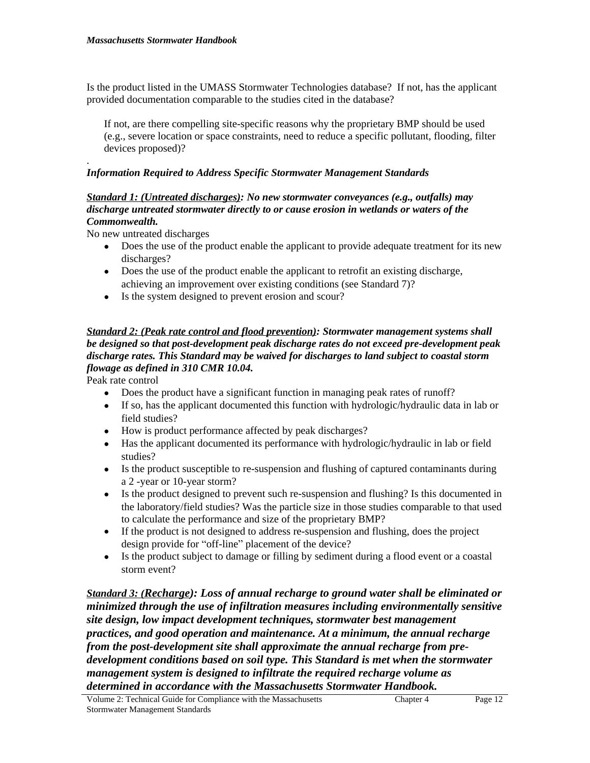Is the product listed in the UMASS Stormwater Technologies database? If not, has the applicant provided documentation comparable to the studies cited in the database?

If not, are there compelling site-specific reasons why the proprietary BMP should be used (e.g., severe location or space constraints, need to reduce a specific pollutant, flooding, filter devices proposed)?

.

***Information Required to Address Specific Stormwater Management Standards***

***<u>Standard 1: (Untreated discharges)</u>: No new stormwater conveyances (e.g., outfalls) may discharge untreated stormwater directly to or cause erosion in wetlands or waters of the Commonwealth.***

No new untreated discharges

- Does the use of the product enable the applicant to provide adequate treatment for its new discharges?
- Does the use of the product enable the applicant to retrofit an existing discharge, achieving an improvement over existing conditions (see Standard 7)?
- Is the system designed to prevent erosion and scour?

***<u>Standard 2: (Peak rate control and flood prevention)</u>: Stormwater management systems shall be designed so that post-development peak discharge rates do not exceed pre-development peak discharge rates. This Standard may be waived for discharges to land subject to coastal storm flowage as defined in 310 CMR 10.04.***

Peak rate control

- Does the product have a significant function in managing peak rates of runoff?
- If so, has the applicant documented this function with hydrologic/hydraulic data in lab or field studies?
- How is product performance affected by peak discharges?
- Has the applicant documented its performance with hydrologic/hydraulic in lab or field studies?
- Is the product susceptible to re-suspension and flushing of captured contaminants during a 2 -year or 10-year storm?
- Is the product designed to prevent such re-suspension and flushing? Is this documented in the laboratory/field studies? Was the particle size in those studies comparable to that used to calculate the performance and size of the proprietary BMP?
- If the product is not designed to address re-suspension and flushing, does the project design provide for "off-line" placement of the device?
- Is the product subject to damage or filling by sediment during a flood event or a coastal storm event?

***<u>Standard 3: (Recharge)</u>: Loss of annual recharge to ground water shall be eliminated or minimized through the use of infiltration measures including environmentally sensitive site design, low impact development techniques, stormwater best management practices, and good operation and maintenance. At a minimum, the annual recharge from the post-development site shall approximate the annual recharge from pre-development conditions based on soil type. This Standard is met when the stormwater management system is designed to infiltrate the required recharge volume as determined in accordance with the Massachusetts Stormwater Handbook.***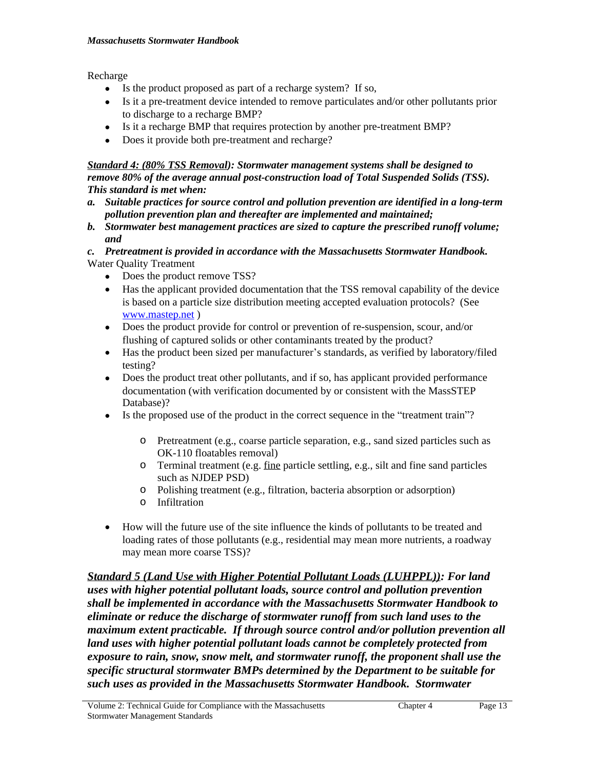Recharge

- Is the product proposed as part of a recharge system? If so,
- Is it a pre-treatment device intended to remove particulates and/or other pollutants prior to discharge to a recharge BMP?
- Is it a recharge BMP that requires protection by another pre-treatment BMP?
- Does it provide both pre-treatment and recharge?

***<u>Standard 4: (80% TSS Removal</u>): Stormwater management systems shall be designed to remove 80% of the average annual post-construction load of Total Suspended Solids (TSS). This standard is met when:***

***a. Suitable practices for source control and pollution prevention are identified in a long-term pollution prevention plan and thereafter are implemented and maintained;***

***b. Stormwater best management practices are sized to capture the prescribed runoff volume; and***

***c. Pretreatment is provided in accordance with the Massachusetts Stormwater Handbook.***

Water Quality Treatment

- Does the product remove TSS?
- Has the applicant provided documentation that the TSS removal capability of the device is based on a particle size distribution meeting accepted evaluation protocols? (See www.mastep.net )
- Does the product provide for control or prevention of re-suspension, scour, and/or flushing of captured solids or other contaminants treated by the product?
- Has the product been sized per manufacturer's standards, as verified by laboratory/filed testing?
- Does the product treat other pollutants, and if so, has applicant provided performance documentation (with verification documented by or consistent with the MassSTEP Database)?
- Is the proposed use of the product in the correct sequence in the "treatment train"?
    - Pretreatment (e.g., coarse particle separation, e.g., sand sized particles such as OK-110 floatables removal)
    - Terminal treatment (e.g. <u>fine</u> particle settling, e.g., silt and fine sand particles such as NJDEP PSD)
    - Polishing treatment (e.g., filtration, bacteria absorption or adsorption)
    - Infiltration
- How will the future use of the site influence the kinds of pollutants to be treated and loading rates of those pollutants (e.g., residential may mean more nutrients, a roadway may mean more coarse TSS)?

***<u>Standard 5 (Land Use with Higher Potential Pollutant Loads (LUHPPL)</u>): For land uses with higher potential pollutant loads, source control and pollution prevention shall be implemented in accordance with the Massachusetts Stormwater Handbook to eliminate or reduce the discharge of stormwater runoff from such land uses to the maximum extent practicable. If through source control and/or pollution prevention all land uses with higher potential pollutant loads cannot be completely protected from exposure to rain, snow, snow melt, and stormwater runoff, the proponent shall use the specific structural stormwater BMPs determined by the Department to be suitable for such uses as provided in the Massachusetts Stormwater Handbook. Stormwater***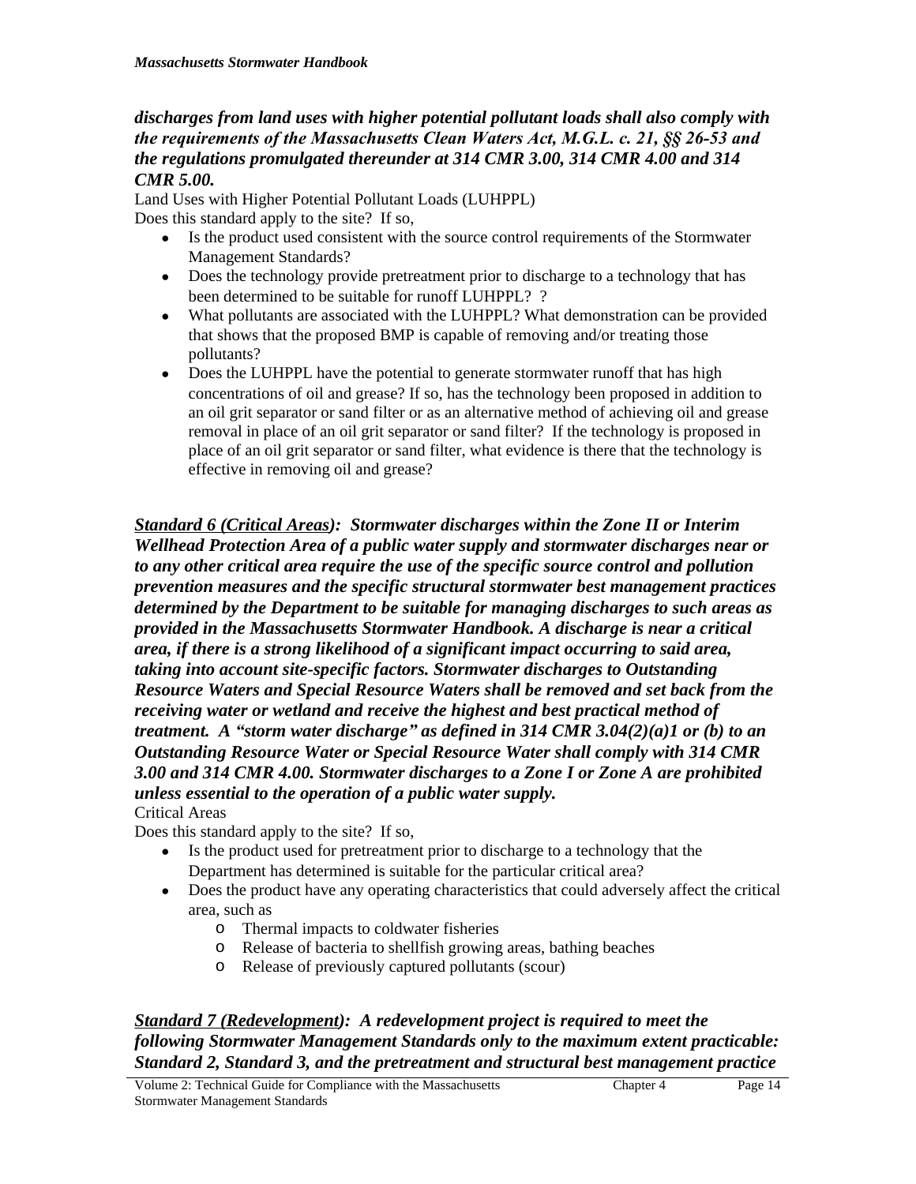***discharges from land uses with higher potential pollutant loads shall also comply with the requirements of the Massachusetts Clean Waters Act, M.G.L. c. 21, §§ 26-53 and the regulations promulgated thereunder at 314 CMR 3.00, 314 CMR 4.00 and 314 CMR 5.00.***

Land Uses with Higher Potential Pollutant Loads (LUHPPL)

Does this standard apply to the site? If so,

- Is the product used consistent with the source control requirements of the Stormwater Management Standards?
- Does the technology provide pretreatment prior to discharge to a technology that has been determined to be suitable for runoff LUHPPL? ?
- What pollutants are associated with the LUHPPL? What demonstration can be provided that shows that the proposed BMP is capable of removing and/or treating those pollutants?
- Does the LUHPPL have the potential to generate stormwater runoff that has high concentrations of oil and grease? If so, has the technology been proposed in addition to an oil grit separator or sand filter or as an alternative method of achieving oil and grease removal in place of an oil grit separator or sand filter? If the technology is proposed in place of an oil grit separator or sand filter, what evidence is there that the technology is effective in removing oil and grease?

***Standard 6 (Critical Areas): Stormwater discharges within the Zone II or Interim Wellhead Protection Area of a public water supply and stormwater discharges near or to any other critical area require the use of the specific source control and pollution prevention measures and the specific structural stormwater best management practices determined by the Department to be suitable for managing discharges to such areas as provided in the Massachusetts Stormwater Handbook. A discharge is near a critical area, if there is a strong likelihood of a significant impact occurring to said area, taking into account site-specific factors. Stormwater discharges to Outstanding Resource Waters and Special Resource Waters shall be removed and set back from the receiving water or wetland and receive the highest and best practical method of treatment. A "storm water discharge" as defined in 314 CMR 3.04(2)(a)1 or (b) to an Outstanding Resource Water or Special Resource Water shall comply with 314 CMR 3.00 and 314 CMR 4.00. Stormwater discharges to a Zone I or Zone A are prohibited unless essential to the operation of a public water supply.***

Critical Areas

Does this standard apply to the site? If so,

- Is the product used for pretreatment prior to discharge to a technology that the Department has determined is suitable for the particular critical area?
- Does the product have any operating characteristics that could adversely affect the critical area, such as
  - Thermal impacts to coldwater fisheries
  - Release of bacteria to shellfish growing areas, bathing beaches
  - Release of previously captured pollutants (scour)

***Standard 7 (Redevelopment): A redevelopment project is required to meet the following Stormwater Management Standards only to the maximum extent practicable: Standard 2, Standard 3, and the pretreatment and structural best management practice***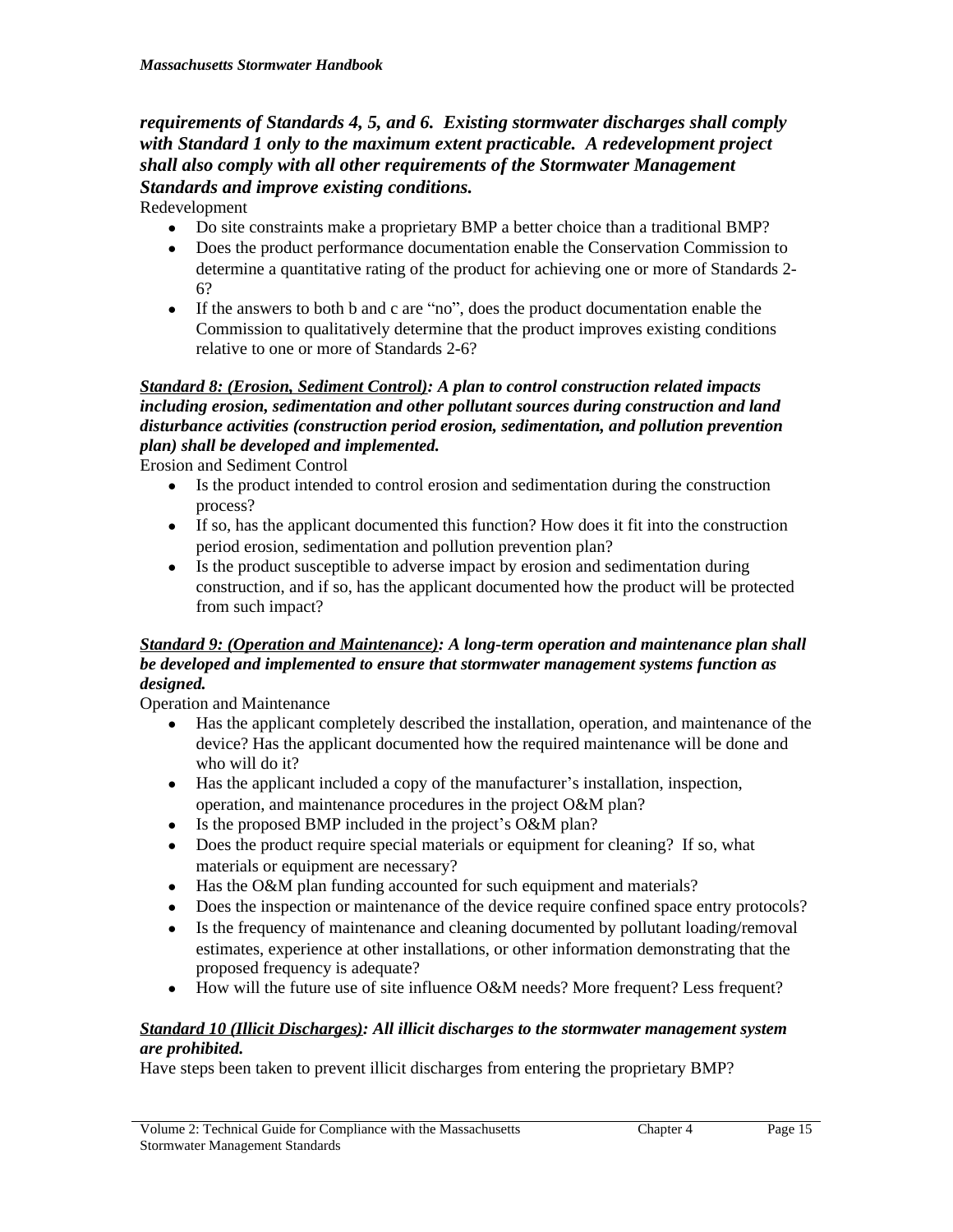***requirements of Standards 4, 5, and 6. Existing stormwater discharges shall comply with Standard 1 only to the maximum extent practicable. A redevelopment project shall also comply with all other requirements of the Stormwater Management Standards and improve existing conditions.***

Redevelopment

- Do site constraints make a proprietary BMP a better choice than a traditional BMP?
- Does the product performance documentation enable the Conservation Commission to determine a quantitative rating of the product for achieving one or more of Standards 2-6?
- If the answers to both b and c are "no", does the product documentation enable the Commission to qualitatively determine that the product improves existing conditions relative to one or more of Standards 2-6?

***Standard 8: (Erosion, Sediment Control): A plan to control construction related impacts including erosion, sedimentation and other pollutant sources during construction and land disturbance activities (construction period erosion, sedimentation, and pollution prevention plan) shall be developed and implemented.***

Erosion and Sediment Control

- Is the product intended to control erosion and sedimentation during the construction process?
- If so, has the applicant documented this function? How does it fit into the construction period erosion, sedimentation and pollution prevention plan?
- Is the product susceptible to adverse impact by erosion and sedimentation during construction, and if so, has the applicant documented how the product will be protected from such impact?

***Standard 9: (Operation and Maintenance): A long-term operation and maintenance plan shall be developed and implemented to ensure that stormwater management systems function as designed.***

Operation and Maintenance

- Has the applicant completely described the installation, operation, and maintenance of the device? Has the applicant documented how the required maintenance will be done and who will do it?
- Has the applicant included a copy of the manufacturer's installation, inspection, operation, and maintenance procedures in the project O&M plan?
- Is the proposed BMP included in the project's O&M plan?
- Does the product require special materials or equipment for cleaning? If so, what materials or equipment are necessary?
- Has the O&M plan funding accounted for such equipment and materials?
- Does the inspection or maintenance of the device require confined space entry protocols?
- Is the frequency of maintenance and cleaning documented by pollutant loading/removal estimates, experience at other installations, or other information demonstrating that the proposed frequency is adequate?
- How will the future use of site influence O&M needs? More frequent? Less frequent?

***Standard 10 (Illicit Discharges): All illicit discharges to the stormwater management system are prohibited.***

Have steps been taken to prevent illicit discharges from entering the proprietary BMP?